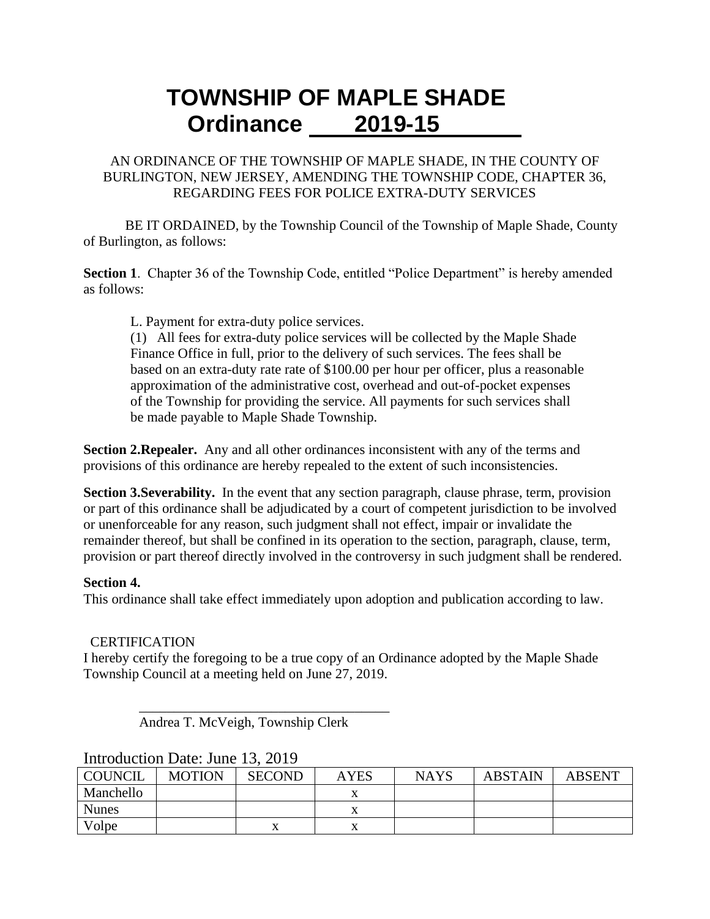# TOWNSHIP OF MAPLE SHADE
# Ordinance 2019-15

AN ORDINANCE OF THE TOWNSHIP OF MAPLE SHADE, IN THE COUNTY OF BURLINGTON, NEW JERSEY, AMENDING THE TOWNSHIP CODE, CHAPTER 36, REGARDING FEES FOR POLICE EXTRA-DUTY SERVICES

BE IT ORDAINED, by the Township Council of the Township of Maple Shade, County of Burlington, as follows:

**Section 1**. Chapter 36 of the Township Code, entitled "Police Department" is hereby amended as follows:

L. Payment for extra-duty police services.
(1) All fees for extra-duty police services will be collected by the Maple Shade Finance Office in full, prior to the delivery of such services. The fees shall be based on an extra-duty rate rate of $100.00 per hour per officer, plus a reasonable approximation of the administrative cost, overhead and out-of-pocket expenses of the Township for providing the service. All payments for such services shall be made payable to Maple Shade Township.

**Section 2.Repealer.** Any and all other ordinances inconsistent with any of the terms and provisions of this ordinance are hereby repealed to the extent of such inconsistencies.

**Section 3.Severability.** In the event that any section paragraph, clause phrase, term, provision or part of this ordinance shall be adjudicated by a court of competent jurisdiction to be involved or unenforceable for any reason, such judgment shall not effect, impair or invalidate the remainder thereof, but shall be confined in its operation to the section, paragraph, clause, term, provision or part thereof directly involved in the controversy in such judgment shall be rendered.

**Section 4.**
This ordinance shall take effect immediately upon adoption and publication according to law.

CERTIFICATION
I hereby certify the foregoing to be a true copy of an Ordinance adopted by the Maple Shade Township Council at a meeting held on June 27, 2019.

\_\_\_\_\_\_\_\_\_\_\_\_\_\_\_\_\_\_\_\_\_\_\_\_\_\_\_\_\_\_\_\_\_\_\_\_
Andrea T. McVeigh, Township Clerk

Introduction Date: June 13, 2019

| COUNCIL | MOTION | SECOND | AYES | NAYS | ABSTAIN | ABSENT |
|---|---|---|---|---|---|---|
| Manchello | | | x | | | |
| Nunes | | | x | | | |
| Volpe | | x | x | | | |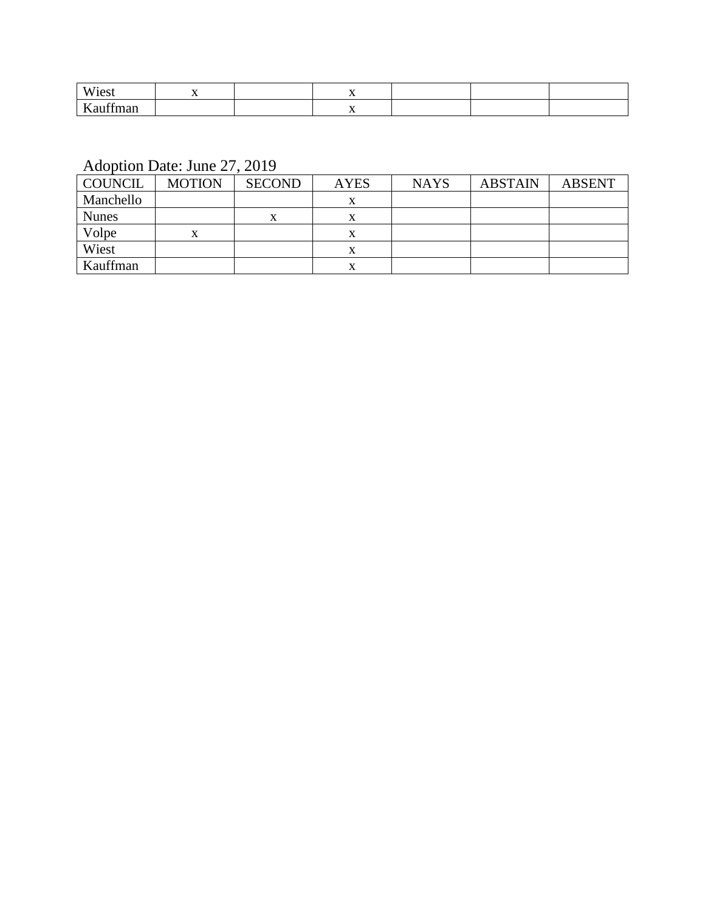| | | | | | | |
|---|---|---|---|---|---|---|
| Wiest | x | | x | | | |
| Kauffman | | | x | | | |

Adoption Date: June 27, 2019

| COUNCIL | MOTION | SECOND | AYES | NAYS | ABSTAIN | ABSENT |
|---|---|---|---|---|---|---|
| Manchello | | | x | | | |
| Nunes | | x | x | | | |
| Volpe | x | | x | | | |
| Wiest | | | x | | | |
| Kauffman | | | x | | | |